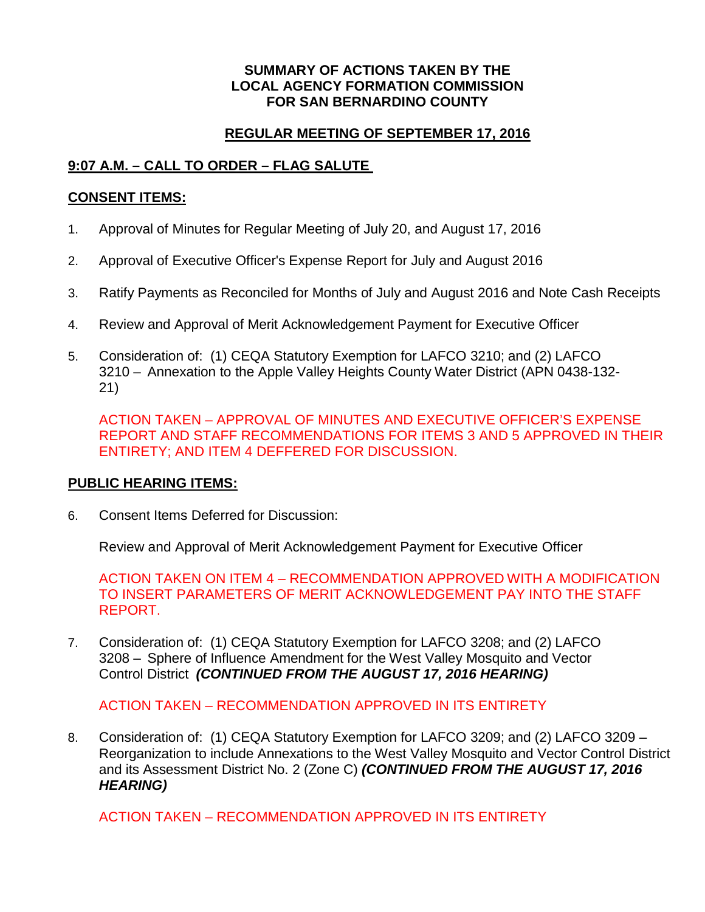**SUMMARY OF ACTIONS TAKEN BY THE**
**LOCAL AGENCY FORMATION COMMISSION**
**FOR SAN BERNARDINO COUNTY**

**REGULAR MEETING OF SEPTEMBER 17, 2016**

**9:07 A.M. – CALL TO ORDER – FLAG SALUTE**

**CONSENT ITEMS:**

1. Approval of Minutes for Regular Meeting of July 20, and August 17, 2016
2. Approval of Executive Officer's Expense Report for July and August 2016
3. Ratify Payments as Reconciled for Months of July and August 2016 and Note Cash Receipts
4. Review and Approval of Merit Acknowledgement Payment for Executive Officer
5. Consideration of: (1) CEQA Statutory Exemption for LAFCO 3210; and (2) LAFCO 3210 – Annexation to the Apple Valley Heights County Water District (APN 0438-132-21)

   ACTION TAKEN – APPROVAL OF MINUTES AND EXECUTIVE OFFICER'S EXPENSE REPORT AND STAFF RECOMMENDATIONS FOR ITEMS 3 AND 5 APPROVED IN THEIR ENTIRETY; AND ITEM 4 DEFFERED FOR DISCUSSION.

**PUBLIC HEARING ITEMS:**

6. Consent Items Deferred for Discussion:

   Review and Approval of Merit Acknowledgement Payment for Executive Officer

   ACTION TAKEN ON ITEM 4 – RECOMMENDATION APPROVED WITH A MODIFICATION TO INSERT PARAMETERS OF MERIT ACKNOWLEDGEMENT PAY INTO THE STAFF REPORT.

7. Consideration of: (1) CEQA Statutory Exemption for LAFCO 3208; and (2) LAFCO 3208 – Sphere of Influence Amendment for the West Valley Mosquito and Vector Control District ***(CONTINUED FROM THE AUGUST 17, 2016 HEARING)***

   ACTION TAKEN – RECOMMENDATION APPROVED IN ITS ENTIRETY

8. Consideration of: (1) CEQA Statutory Exemption for LAFCO 3209; and (2) LAFCO 3209 – Reorganization to include Annexations to the West Valley Mosquito and Vector Control District and its Assessment District No. 2 (Zone C) ***(CONTINUED FROM THE AUGUST 17, 2016 HEARING)***

   ACTION TAKEN – RECOMMENDATION APPROVED IN ITS ENTIRETY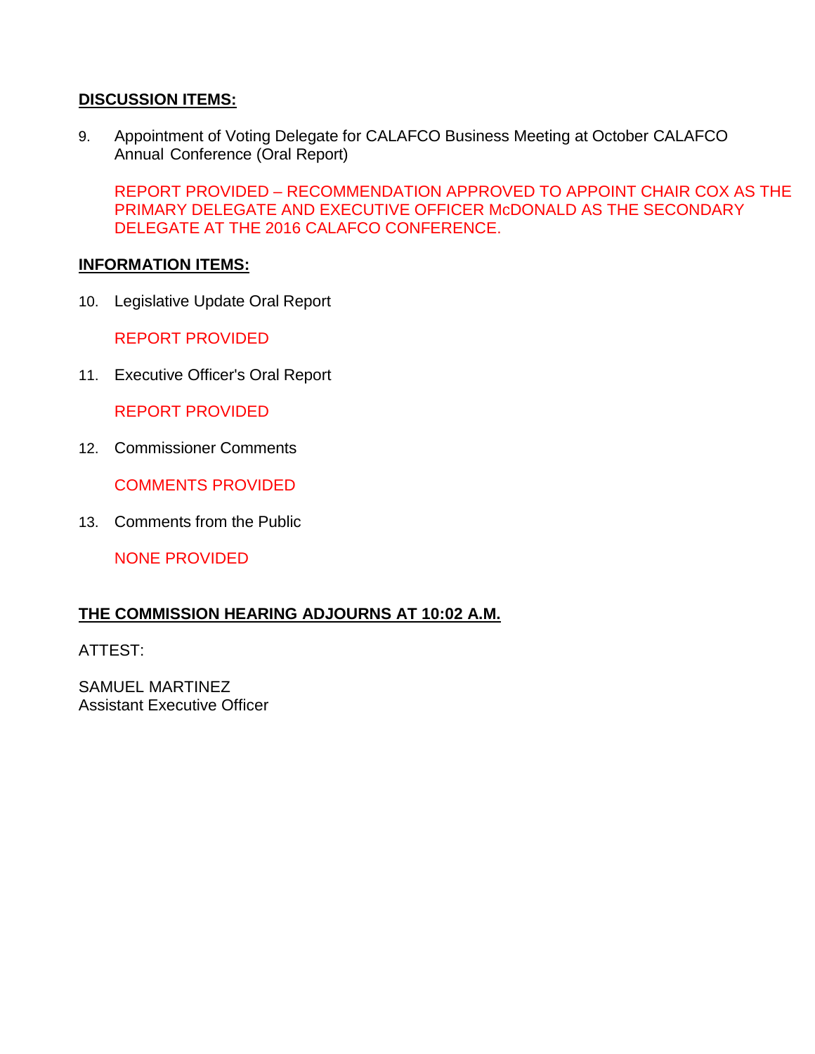**DISCUSSION ITEMS:**

9. Appointment of Voting Delegate for CALAFCO Business Meeting at October CALAFCO Annual Conference (Oral Report)

   REPORT PROVIDED – RECOMMENDATION APPROVED TO APPOINT CHAIR COX AS THE PRIMARY DELEGATE AND EXECUTIVE OFFICER McDONALD AS THE SECONDARY DELEGATE AT THE 2016 CALAFCO CONFERENCE.

**INFORMATION ITEMS:**

10. Legislative Update Oral Report

    REPORT PROVIDED

11. Executive Officer's Oral Report

    REPORT PROVIDED

12. Commissioner Comments

    COMMENTS PROVIDED

13. Comments from the Public

    NONE PROVIDED

**THE COMMISSION HEARING ADJOURNS AT 10:02 A.M.**

ATTEST:

SAMUEL MARTINEZ
Assistant Executive Officer